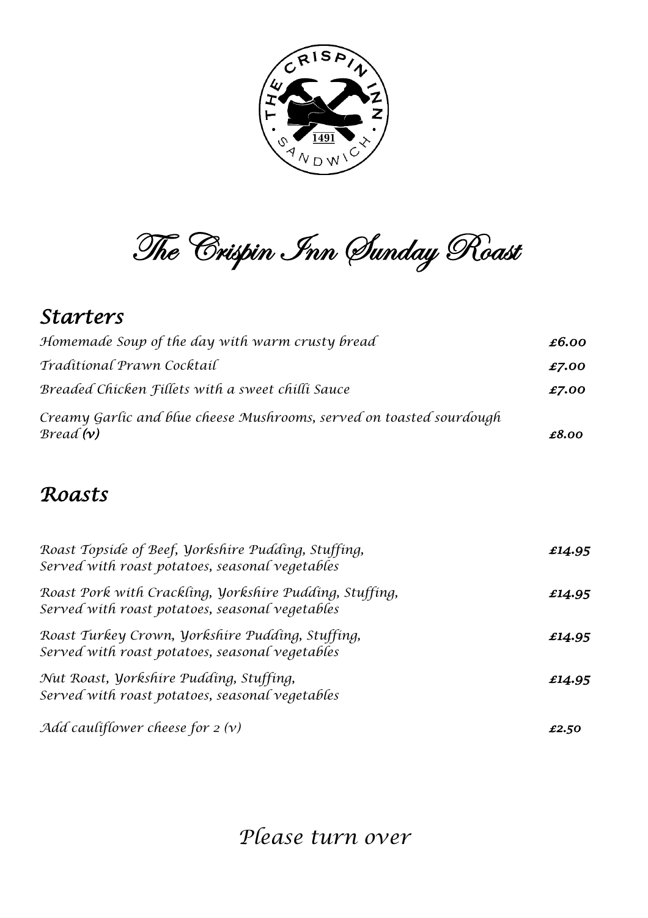# The Crispin Inn Sunday Roast

## Starters

| | |
|---|---|
| *Homemade Soup of the day with warm crusty bread* | ***£6.00*** |
| *Traditional Prawn Cocktail* | ***£7.00*** |
| *Breaded Chicken Fillets with a sweet chilli Sauce* | ***£7.00*** |
| *Creamy Garlic and blue cheese Mushrooms, served on toasted sourdough Bread **(v)*** | ***£8.00*** |

## Roasts

| | |
|---|---|
| *Roast Topside of Beef, Yorkshire Pudding, Stuffing, Served with roast potatoes, seasonal vegetables* | ***£14.95*** |
| *Roast Pork with Crackling, Yorkshire Pudding, Stuffing, Served with roast potatoes, seasonal vegetables* | ***£14.95*** |
| *Roast Turkey Crown, Yorkshire Pudding, Stuffing, Served with roast potatoes, seasonal vegetables* | ***£14.95*** |
| *Nut Roast, Yorkshire Pudding, Stuffing, Served with roast potatoes, seasonal vegetables* | ***£14.95*** |
| *Add cauliflower cheese for 2 (v)* | ***£2.50*** |

*Please turn over*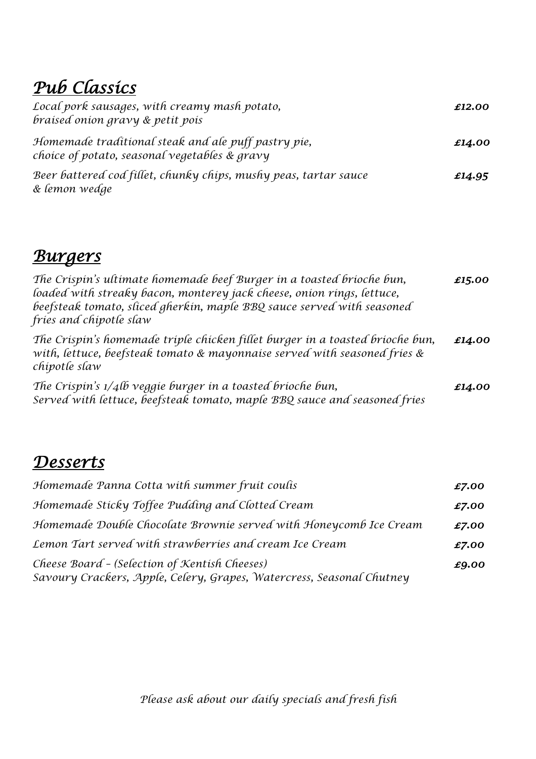## *Pub Classics*

| | |
|---|---|
| *Local pork sausages, with creamy mash potato, braised onion gravy & petit pois* | ***£12.00*** |
| *Homemade traditional steak and ale puff pastry pie, choice of potato, seasonal vegetables & gravy* | ***£14.00*** |
| *Beer battered cod fillet, chunky chips, mushy peas, tartar sauce & lemon wedge* | ***£14.95*** |

## *Burgers*

| | |
|---|---|
| *The Crispin's ultimate homemade beef Burger in a toasted brioche bun, loaded with streaky bacon, monterey jack cheese, onion rings, lettuce, beefsteak tomato, sliced gherkin, maple BBQ sauce served with seasoned fries and chipotle slaw* | ***£15.00*** |
| *The Crispin's homemade triple chicken fillet burger in a toasted brioche bun, with, lettuce, beefsteak tomato & mayonnaise served with seasoned fries & chipotle slaw* | ***£14.00*** |
| *The Crispin's 1/4lb veggie burger in a toasted brioche bun, Served with lettuce, beefsteak tomato, maple BBQ sauce and seasoned fries* | ***£14.00*** |

## *Desserts*

| | |
|---|---|
| *Homemade Panna Cotta with summer fruit coulis* | ***£7.00*** |
| *Homemade Sticky Toffee Pudding and Clotted Cream* | ***£7.00*** |
| *Homemade Double Chocolate Brownie served with Honeycomb Ice Cream* | ***£7.00*** |
| *Lemon Tart served with strawberries and cream Ice Cream* | ***£7.00*** |
| *Cheese Board – (Selection of Kentish Cheeses) Savoury Crackers, Apple, Celery, Grapes, Watercress, Seasonal Chutney* | ***£9.00*** |

*Please ask about our daily specials and fresh fish*